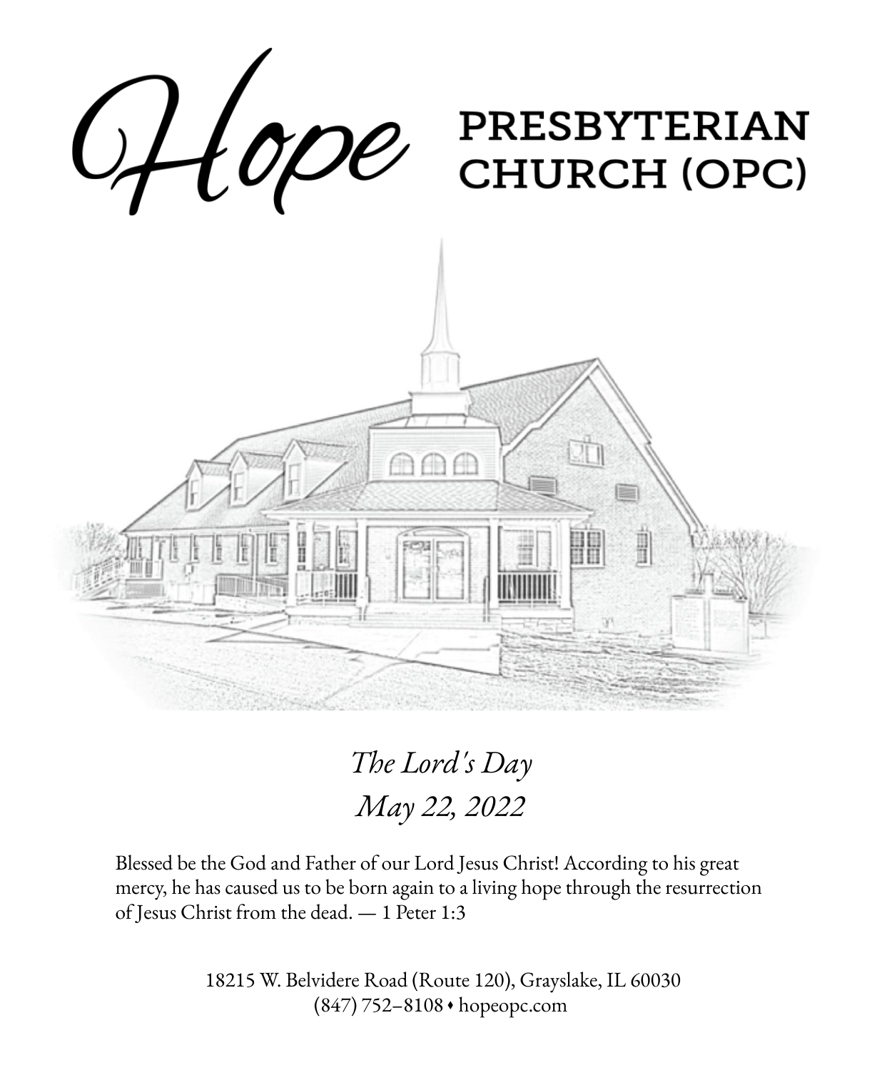# Hope PRESBYTERIAN CHURCH (OPC)

*The Lord's Day*

*May 22, 2022*

Blessed be the God and Father of our Lord Jesus Christ! According to his great mercy, he has caused us to be born again to a living hope through the resurrection of Jesus Christ from the dead. — 1 Peter 1:3

18215 W. Belvidere Road (Route 120), Grayslake, IL 60030

(847) 752–8108 • hopeopc.com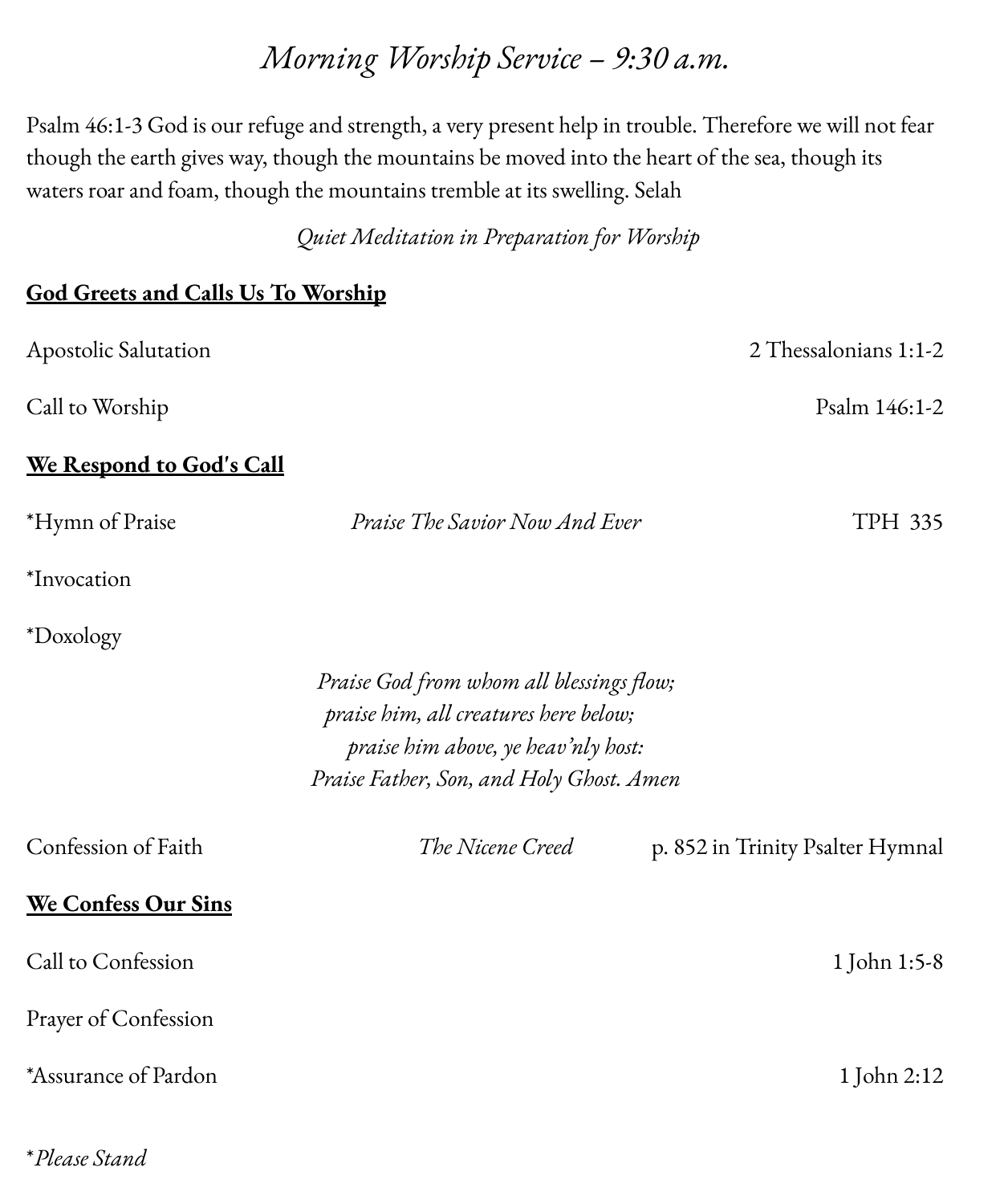# *Morning Worship Service – 9:30 a.m.*

Psalm 46:1-3 God is our refuge and strength, a very present help in trouble. Therefore we will not fear though the earth gives way, though the mountains be moved into the heart of the sea, though its waters roar and foam, though the mountains tremble at its swelling. Selah

*Quiet Meditation in Preparation for Worship*

**<u>God Greets and Calls Us To Worship</u>**

Apostolic Salutation — 2 Thessalonians 1:1-2

Call to Worship — Psalm 146:1-2

**<u>We Respond to God's Call</u>**

*Hymn of Praise — *Praise The Savior Now And Ever* — TPH 335

*Invocation

*Doxology

*Praise God from whom all blessings flow;*
*praise him, all creatures here below;*
*praise him above, ye heav'nly host:*
*Praise Father, Son, and Holy Ghost. Amen*

Confession of Faith — *The Nicene Creed* — p. 852 in Trinity Psalter Hymnal

**<u>We Confess Our Sins</u>**

Call to Confession — 1 John 1:5-8

Prayer of Confession

*Assurance of Pardon — 1 John 2:12

**Please Stand*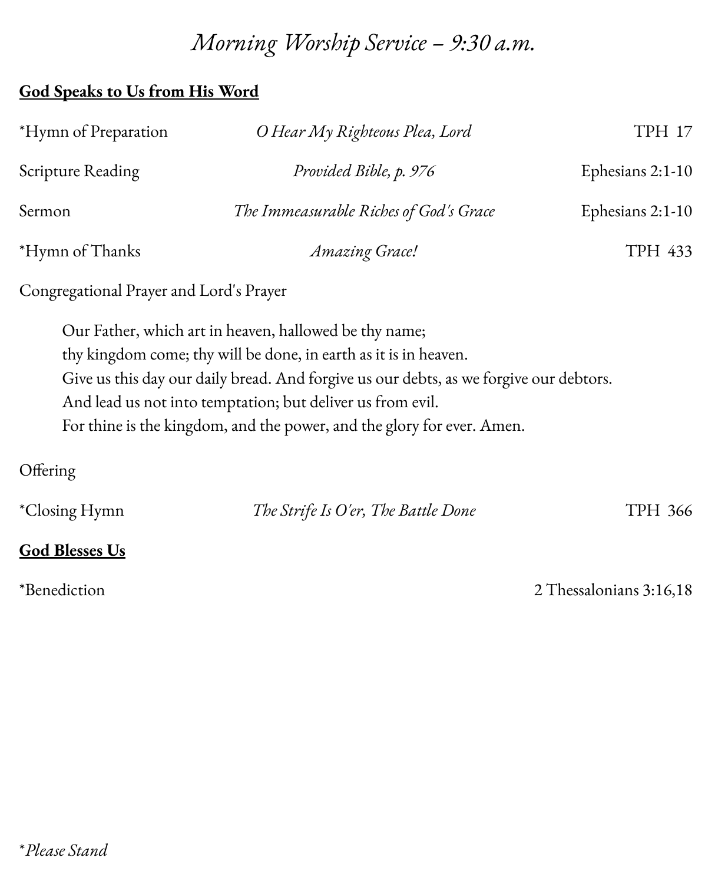# *Morning Worship Service – 9:30 a.m.*

**God Speaks to Us from His Word**

| | | |
|---|---|---|
| *Hymn of Preparation | *O Hear My Righteous Plea, Lord* | TPH 17 |
| Scripture Reading | *Provided Bible, p. 976* | Ephesians 2:1-10 |
| Sermon | *The Immeasurable Riches of God's Grace* | Ephesians 2:1-10 |
| *Hymn of Thanks | *Amazing Grace!* | TPH 433 |

Congregational Prayer and Lord's Prayer

> Our Father, which art in heaven, hallowed be thy name;
> thy kingdom come; thy will be done, in earth as it is in heaven.
> Give us this day our daily bread. And forgive us our debts, as we forgive our debtors.
> And lead us not into temptation; but deliver us from evil.
> For thine is the kingdom, and the power, and the glory for ever. Amen.

Offering

| | | |
|---|---|---|
| *Closing Hymn | *The Strife Is O'er, The Battle Done* | TPH 366 |

**God Blesses Us**

*Benediction — 2 Thessalonians 3:16,18

**Please Stand*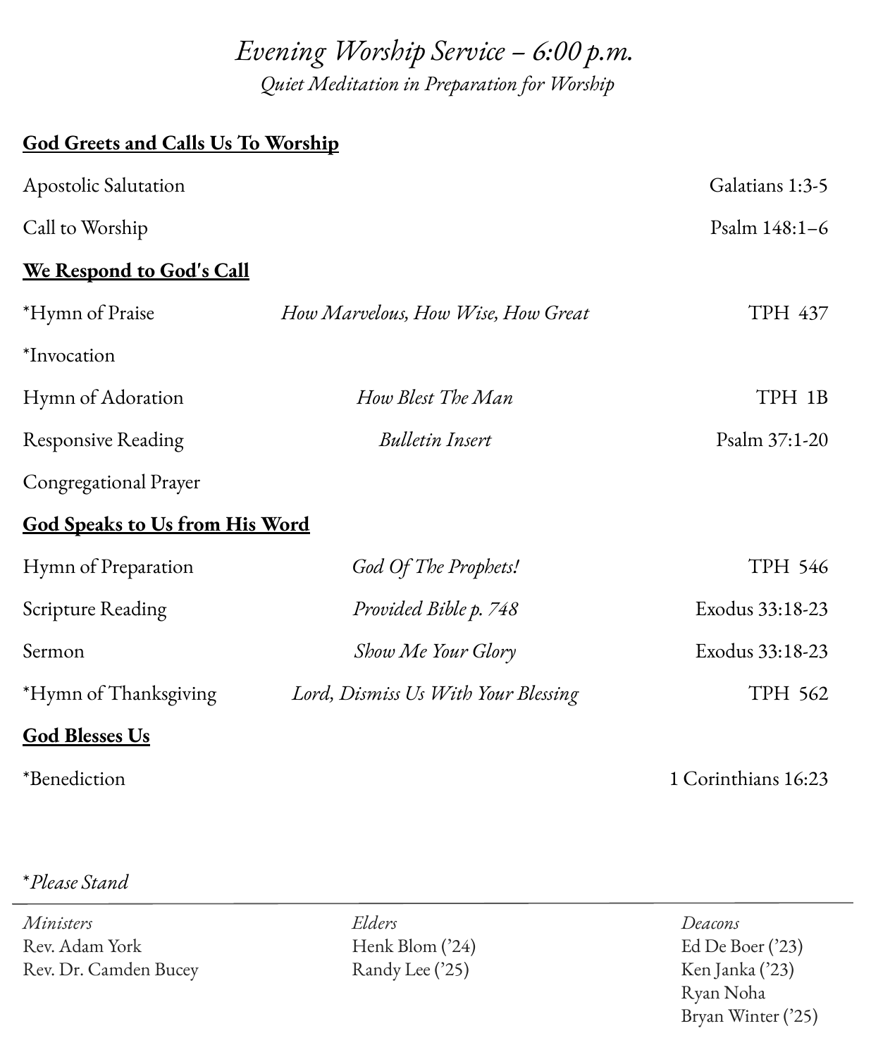# *Evening Worship Service – 6:00 p.m.*

*Quiet Meditation in Preparation for Worship*

## God Greets and Calls Us To Worship

| | | |
|---|---|---|
| Apostolic Salutation | | Galatians 1:3-5 |
| Call to Worship | | Psalm 148:1–6 |

## We Respond to God's Call

| | | |
|---|---|---|
| *Hymn of Praise | *How Marvelous, How Wise, How Great* | TPH 437 |
| *Invocation | | |
| Hymn of Adoration | *How Blest The Man* | TPH 1B |
| Responsive Reading | *Bulletin Insert* | Psalm 37:1-20 |
| Congregational Prayer | | |

## God Speaks to Us from His Word

| | | |
|---|---|---|
| Hymn of Preparation | *God Of The Prophets!* | TPH 546 |
| Scripture Reading | *Provided Bible p. 748* | Exodus 33:18-23 |
| Sermon | *Show Me Your Glory* | Exodus 33:18-23 |
| *Hymn of Thanksgiving | *Lord, Dismiss Us With Your Blessing* | TPH 562 |

## God Blesses Us

| | | |
|---|---|---|
| *Benediction | | 1 Corinthians 16:23 |

*Please Stand*

---

| *Ministers* | *Elders* | *Deacons* |
|---|---|---|
| Rev. Adam York | Henk Blom ('24) | Ed De Boer ('23) |
| Rev. Dr. Camden Bucey | Randy Lee ('25) | Ken Janka ('23) |
| | | Ryan Noha |
| | | Bryan Winter ('25) |